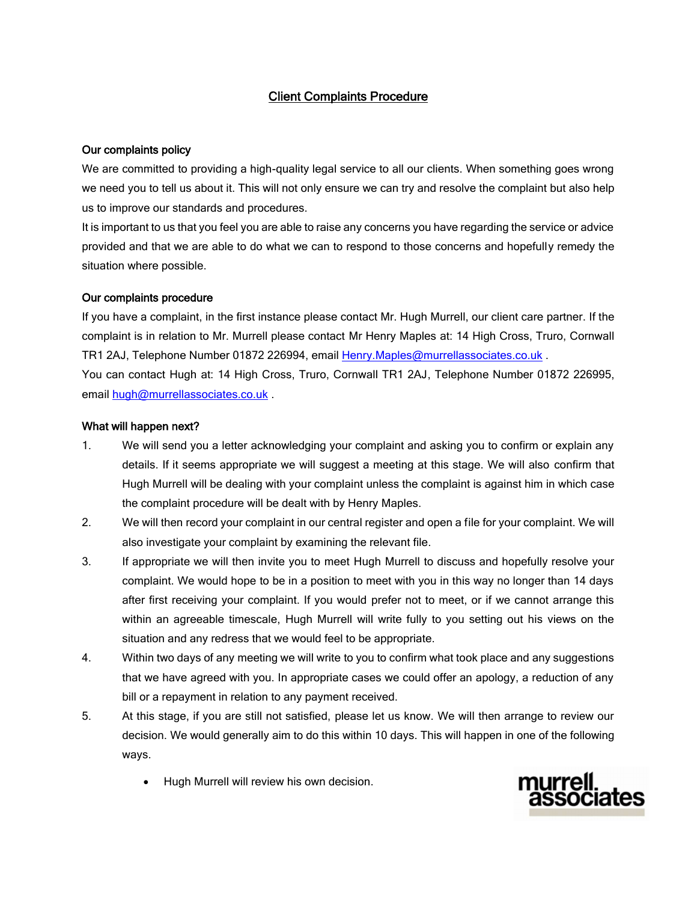# Client Complaints Procedure

## Our complaints policy

We are committed to providing a high-quality legal service to all our clients. When something goes wrong we need you to tell us about it. This will not only ensure we can try and resolve the complaint but also help us to improve our standards and procedures.

It is important to us that you feel you are able to raise any concerns you have regarding the service or advice provided and that we are able to do what we can to respond to those concerns and hopefully remedy the situation where possible.

## Our complaints procedure

If you have a complaint, in the first instance please contact Mr. Hugh Murrell, our client care partner. If the complaint is in relation to Mr. Murrell please contact Mr Henry Maples at: 14 High Cross, Truro, Cornwall TR1 2AJ, Telephone Number 01872 226994, email Henry.Maples@murrellassociates.co.uk .

You can contact Hugh at: 14 High Cross, Truro, Cornwall TR1 2AJ, Telephone Number 01872 226995, email hugh@murrellassociates.co.uk .

## What will happen next?

1. We will send you a letter acknowledging your complaint and asking you to confirm or explain any details. If it seems appropriate we will suggest a meeting at this stage. We will also confirm that Hugh Murrell will be dealing with your complaint unless the complaint is against him in which case the complaint procedure will be dealt with by Henry Maples.
2. We will then record your complaint in our central register and open a file for your complaint. We will also investigate your complaint by examining the relevant file.
3. If appropriate we will then invite you to meet Hugh Murrell to discuss and hopefully resolve your complaint. We would hope to be in a position to meet with you in this way no longer than 14 days after first receiving your complaint. If you would prefer not to meet, or if we cannot arrange this within an agreeable timescale, Hugh Murrell will write fully to you setting out his views on the situation and any redress that we would feel to be appropriate.
4. Within two days of any meeting we will write to you to confirm what took place and any suggestions that we have agreed with you. In appropriate cases we could offer an apology, a reduction of any bill or a repayment in relation to any payment received.
5. At this stage, if you are still not satisfied, please let us know. We will then arrange to review our decision. We would generally aim to do this within 10 days. This will happen in one of the following ways.
   - Hugh Murrell will review his own decision.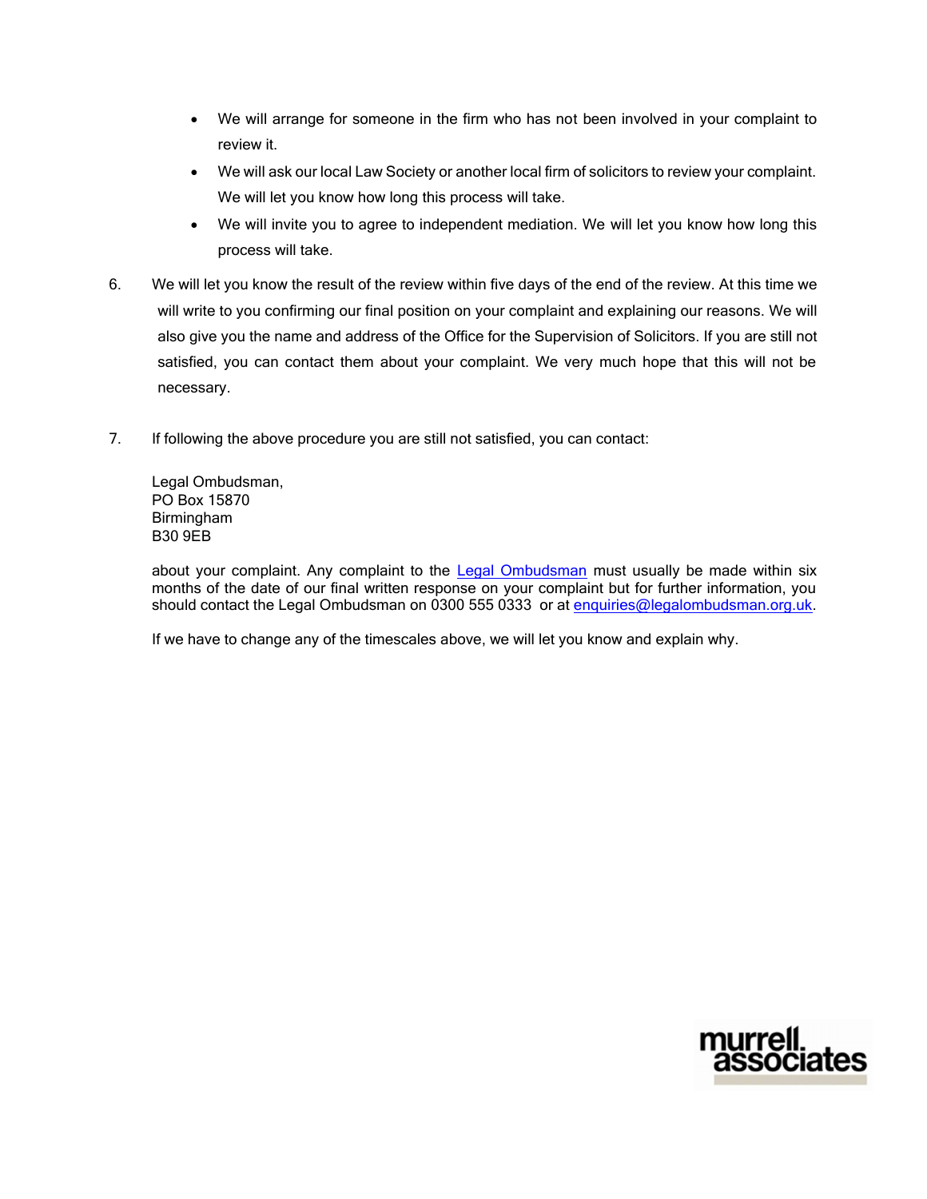- We will arrange for someone in the firm who has not been involved in your complaint to review it.
- We will ask our local Law Society or another local firm of solicitors to review your complaint. We will let you know how long this process will take.
- We will invite you to agree to independent mediation. We will let you know how long this process will take.

6. We will let you know the result of the review within five days of the end of the review. At this time we will write to you confirming our final position on your complaint and explaining our reasons. We will also give you the name and address of the Office for the Supervision of Solicitors. If you are still not satisfied, you can contact them about your complaint. We very much hope that this will not be necessary.

7. If following the above procedure you are still not satisfied, you can contact:

   Legal Ombudsman,
   PO Box 15870
   Birmingham
   B30 9EB

   about your complaint. Any complaint to the Legal Ombudsman must usually be made within six months of the date of our final written response on your complaint but for further information, you should contact the Legal Ombudsman on 0300 555 0333 or at enquiries@legalombudsman.org.uk.

   If we have to change any of the timescales above, we will let you know and explain why.